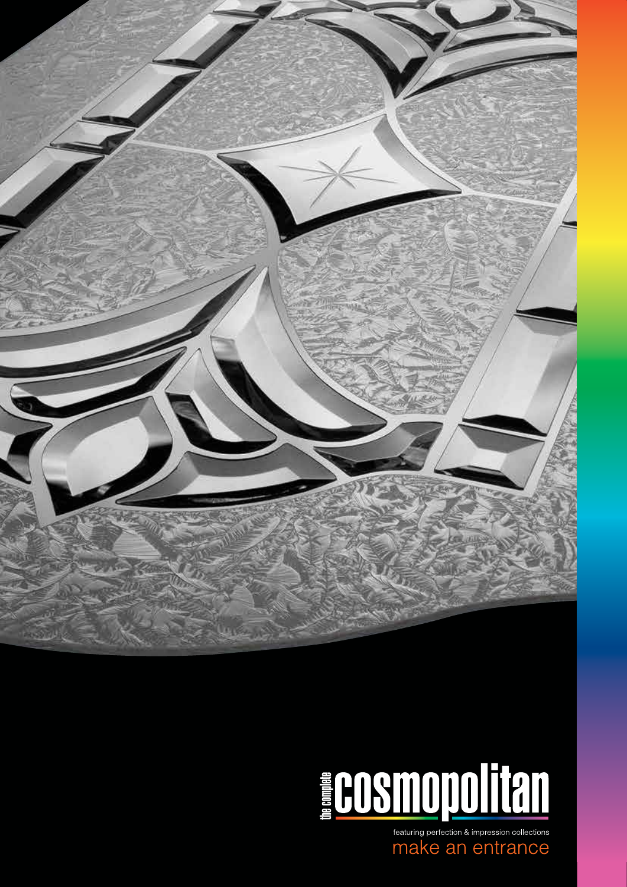# the complete cosmopolitan

featuring perfection & impression collections

make an entrance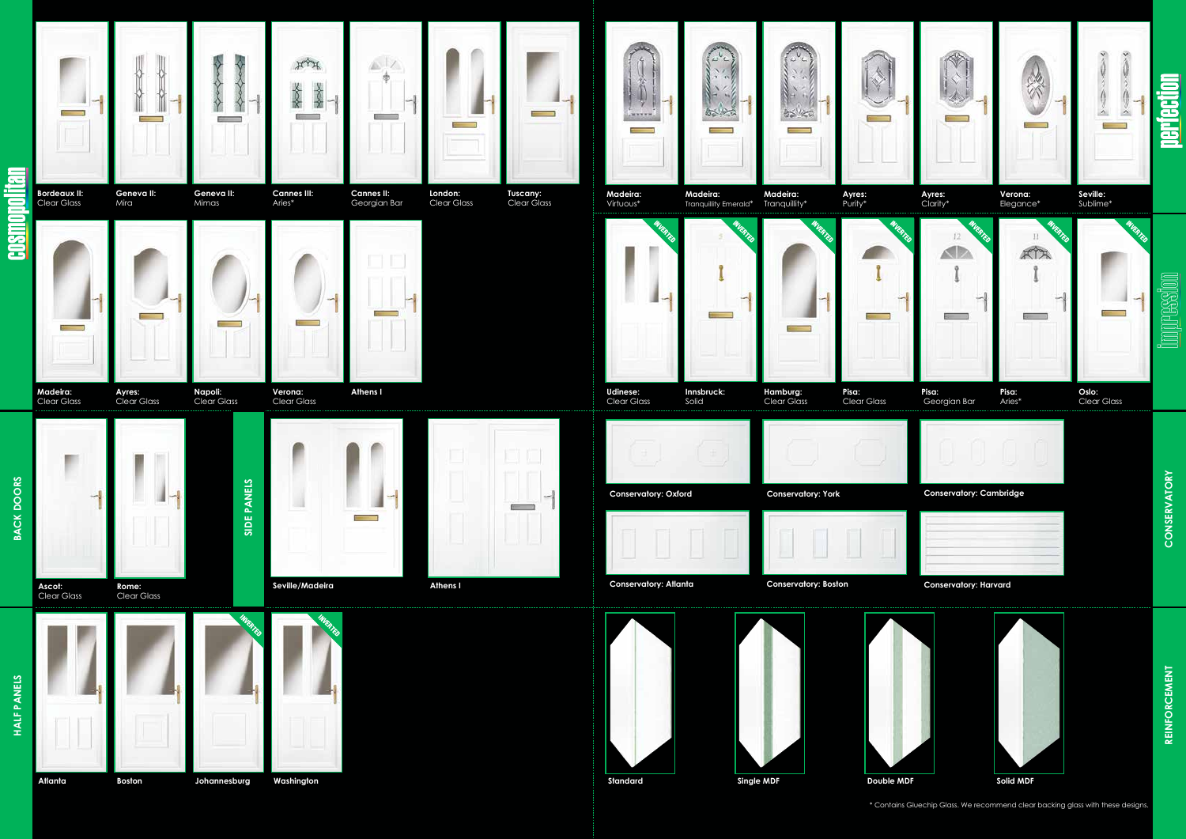## cosmopolitan

**Bordeaux II:** Clear Glass
**Geneva II:** Mira
**Geneva II:** Mimas
**Cannes III:** Aries*
**Cannes II:** Georgian Bar
**London:** Clear Glass
**Tuscany:** Clear Glass
**Madeira:** Clear Glass
**Ayres:** Clear Glass
**Napoli:** Clear Glass
**Verona:** Clear Glass
**Athens I**

## perfection

**Madeira:** Virtuous*
**Madeira:** Tranquility Emerald*
**Madeira:** Tranquility*
**Ayres:** Purity*
**Ayres:** Clarity*
**Verona:** Elegance*
**Seville:** Sublime*

## impression

**Udinese:** Clear Glass (INVERTED)
**Innsbruck:** Solid (INVERTED)
**Hamburg:** Clear Glass (INVERTED)
**Pisa:** Clear Glass (INVERTED)
**Pisa:** Georgian Bar (INVERTED)
**Pisa:** Aries* (INVERTED)
**Oslo:** Clear Glass (INVERTED)

## BACK DOORS

**Ascot:** Clear Glass
**Rome:** Clear Glass

## SIDE PANELS

**Seville/Madeira**
**Athens I**

## CONSERVATORY

**Conservatory: Oxford**
**Conservatory: York**
**Conservatory: Cambridge**
**Conservatory: Atlanta**
**Conservatory: Boston**
**Conservatory: Harvard**

## HALF PANELS

**Atlanta**
**Boston**
**Johannesburg** (INVERTED)
**Washington** (INVERTED)

## REINFORCEMENT

**Standard**
**Single MDF**
**Double MDF**
**Solid MDF**

* Contains Gluechip Glass. We recommend clear backing glass with these designs.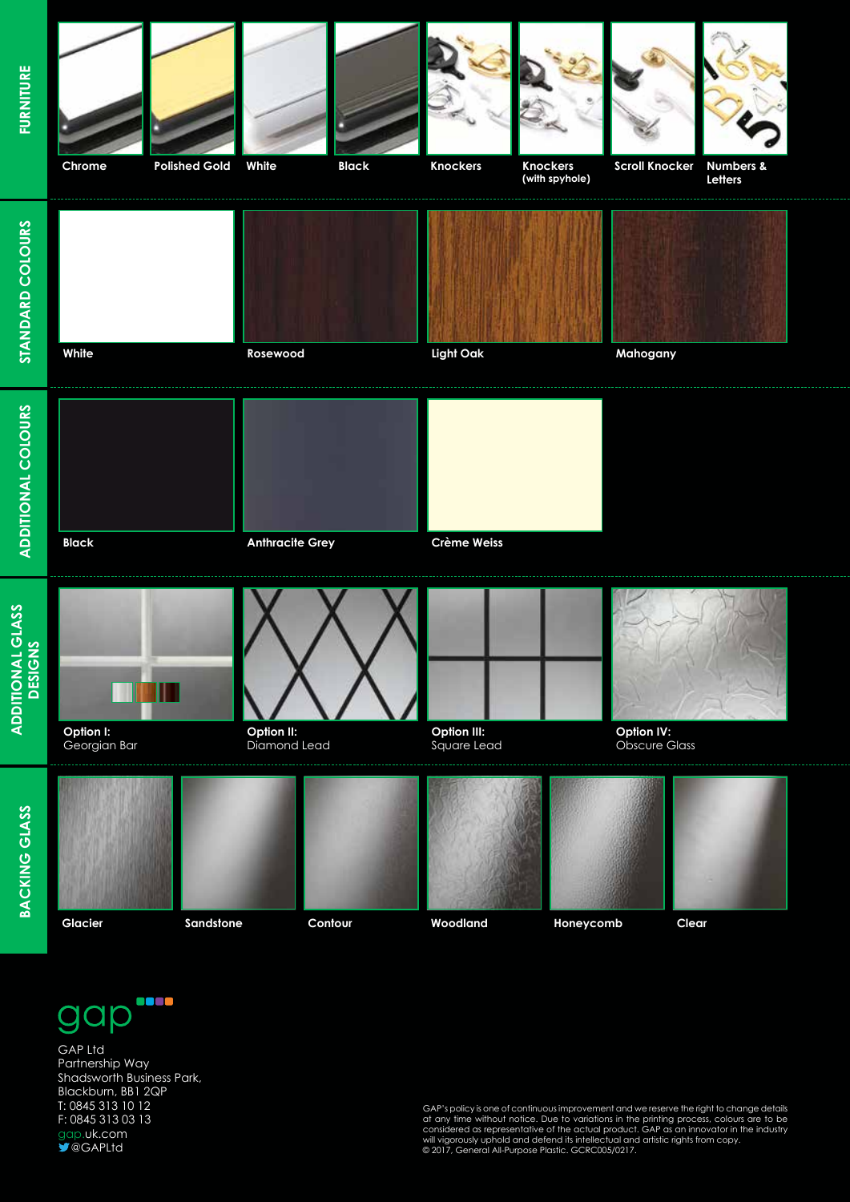## FURNITURE

Chrome

Polished Gold

White

Black

Knockers

Knockers (with spyhole)

Scroll Knocker

Numbers & Letters

## STANDARD COLOURS

White

Rosewood

Light Oak

Mahogany

## ADDITIONAL COLOURS

Black

Anthracite Grey

Crème Weiss

## ADDITIONAL GLASS DESIGNS

**Option I:** Georgian Bar

**Option II:** Diamond Lead

**Option III:** Square Lead

**Option IV:** Obscure Glass

## BACKING GLASS

Glacier

Sandstone

Contour

Woodland

Honeycomb

Clear

gap

GAP Ltd
Partnership Way
Shadsworth Business Park,
Blackburn, BB1 2QP
T: 0845 313 10 12
F: 0845 313 03 13
gap.uk.com
@GAPLtd

GAP's policy is one of continuous improvement and we reserve the right to change details at any time without notice. Due to variations in the printing process, colours are to be considered as representative of the actual product. GAP as an innovator in the industry will vigorously uphold and defend its intellectual and artistic rights from copy.
© 2017, General All-Purpose Plastic. GCRC005/0217.